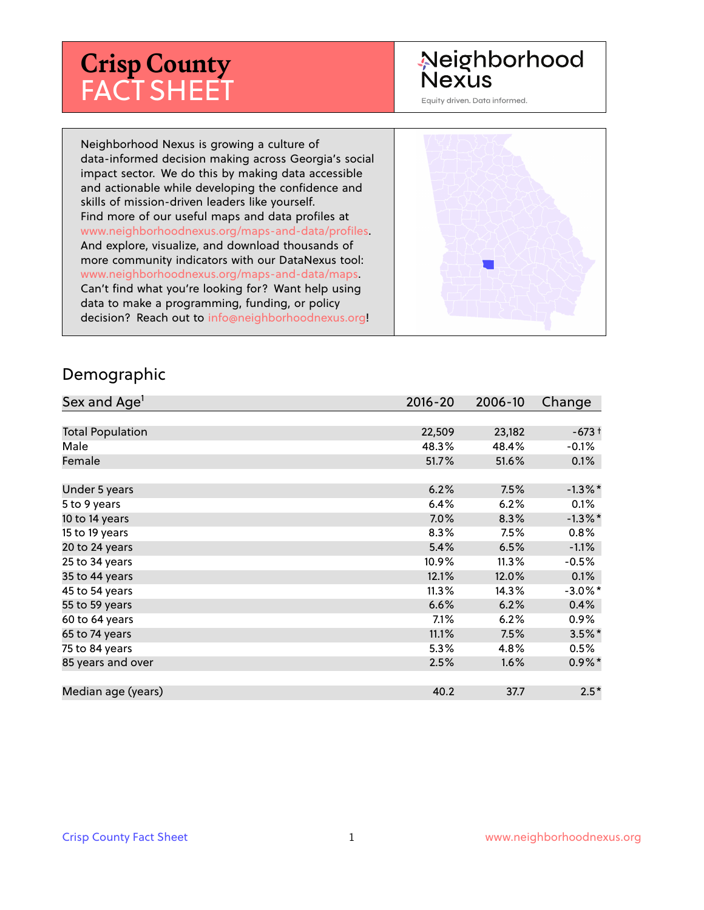# Crisp County FACT SHEET

Neighborhood Nexus

Equity driven. Data informed.

Neighborhood Nexus is growing a culture of data-informed decision making across Georgia's social impact sector. We do this by making data accessible and actionable while developing the confidence and skills of mission-driven leaders like yourself. Find more of our useful maps and data profiles at www.neighborhoodnexus.org/maps-and-data/profiles. And explore, visualize, and download thousands of more community indicators with our DataNexus tool: www.neighborhoodnexus.org/maps-and-data/maps. Can't find what you're looking for? Want help using data to make a programming, funding, or policy decision? Reach out to info@neighborhoodnexus.org!

## Demographic

| Sex and Age[1] | 2016-20 | 2006-10 | Change |
|---|---|---|---|
| Total Population | 22,509 | 23,182 | -673 † |
| Male | 48.3% | 48.4% | -0.1% |
| Female | 51.7% | 51.6% | 0.1% |
| Under 5 years | 6.2% | 7.5% | -1.3% * |
| 5 to 9 years | 6.4% | 6.2% | 0.1% |
| 10 to 14 years | 7.0% | 8.3% | -1.3% * |
| 15 to 19 years | 8.3% | 7.5% | 0.8% |
| 20 to 24 years | 5.4% | 6.5% | -1.1% |
| 25 to 34 years | 10.9% | 11.3% | -0.5% |
| 35 to 44 years | 12.1% | 12.0% | 0.1% |
| 45 to 54 years | 11.3% | 14.3% | -3.0% * |
| 55 to 59 years | 6.6% | 6.2% | 0.4% |
| 60 to 64 years | 7.1% | 6.2% | 0.9% |
| 65 to 74 years | 11.1% | 7.5% | 3.5% * |
| 75 to 84 years | 5.3% | 4.8% | 0.5% |
| 85 years and over | 2.5% | 1.6% | 0.9% * |
| Median age (years) | 40.2 | 37.7 | 2.5 * |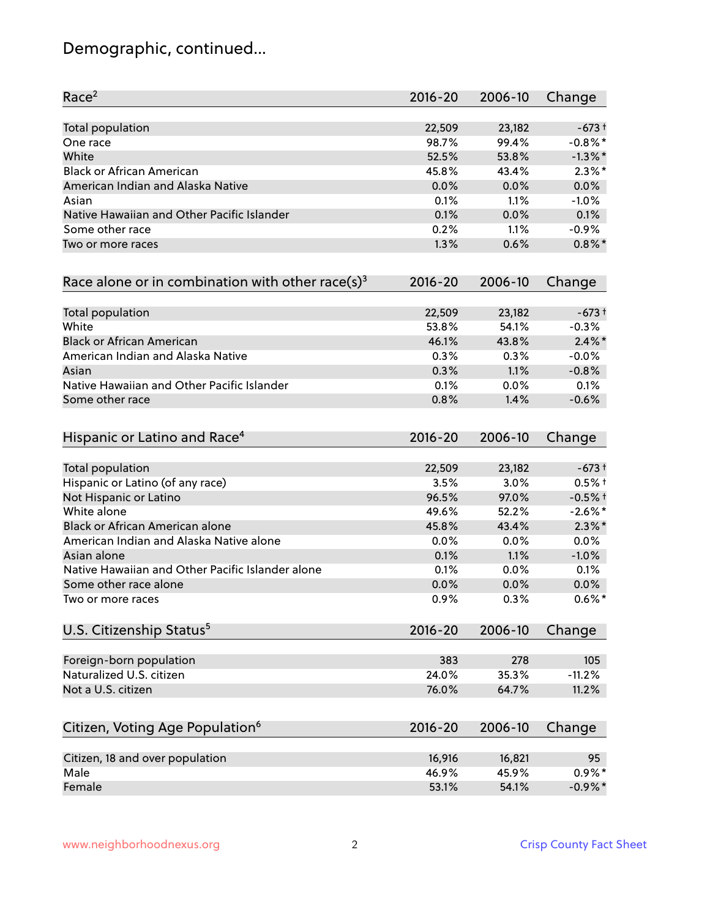# Demographic, continued...

| Race[2] | 2016-20 | 2006-10 | Change |
|---|---|---|---|
| Total population | 22,509 | 23,182 | -673 † |
| One race | 98.7% | 99.4% | -0.8% * |
| White | 52.5% | 53.8% | -1.3% * |
| Black or African American | 45.8% | 43.4% | 2.3% * |
| American Indian and Alaska Native | 0.0% | 0.0% | 0.0% |
| Asian | 0.1% | 1.1% | -1.0% |
| Native Hawaiian and Other Pacific Islander | 0.1% | 0.0% | 0.1% |
| Some other race | 0.2% | 1.1% | -0.9% |
| Two or more races | 1.3% | 0.6% | 0.8% * |

| Race alone or in combination with other race(s)[3] | 2016-20 | 2006-10 | Change |
|---|---|---|---|
| Total population | 22,509 | 23,182 | -673 † |
| White | 53.8% | 54.1% | -0.3% |
| Black or African American | 46.1% | 43.8% | 2.4% * |
| American Indian and Alaska Native | 0.3% | 0.3% | -0.0% |
| Asian | 0.3% | 1.1% | -0.8% |
| Native Hawaiian and Other Pacific Islander | 0.1% | 0.0% | 0.1% |
| Some other race | 0.8% | 1.4% | -0.6% |

| Hispanic or Latino and Race[4] | 2016-20 | 2006-10 | Change |
|---|---|---|---|
| Total population | 22,509 | 23,182 | -673 † |
| Hispanic or Latino (of any race) | 3.5% | 3.0% | 0.5% † |
| Not Hispanic or Latino | 96.5% | 97.0% | -0.5% † |
| White alone | 49.6% | 52.2% | -2.6% * |
| Black or African American alone | 45.8% | 43.4% | 2.3% * |
| American Indian and Alaska Native alone | 0.0% | 0.0% | 0.0% |
| Asian alone | 0.1% | 1.1% | -1.0% |
| Native Hawaiian and Other Pacific Islander alone | 0.1% | 0.0% | 0.1% |
| Some other race alone | 0.0% | 0.0% | 0.0% |
| Two or more races | 0.9% | 0.3% | 0.6% * |

| U.S. Citizenship Status[5] | 2016-20 | 2006-10 | Change |
|---|---|---|---|
| Foreign-born population | 383 | 278 | 105 |
| Naturalized U.S. citizen | 24.0% | 35.3% | -11.2% |
| Not a U.S. citizen | 76.0% | 64.7% | 11.2% |

| Citizen, Voting Age Population[6] | 2016-20 | 2006-10 | Change |
|---|---|---|---|
| Citizen, 18 and over population | 16,916 | 16,821 | 95 |
| Male | 46.9% | 45.9% | 0.9% * |
| Female | 53.1% | 54.1% | -0.9% * |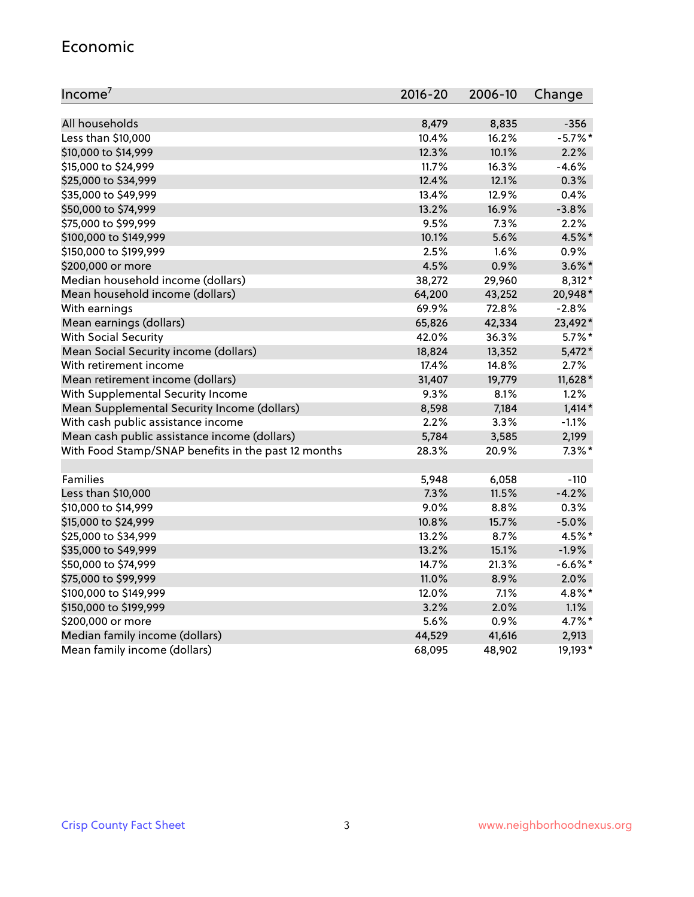## Economic

| Income[7] | 2016-20 | 2006-10 | Change |
|---|---|---|---|
| All households | 8,479 | 8,835 | -356 |
| Less than $10,000 | 10.4% | 16.2% | -5.7%* |
| $10,000 to $14,999 | 12.3% | 10.1% | 2.2% |
| $15,000 to $24,999 | 11.7% | 16.3% | -4.6% |
| $25,000 to $34,999 | 12.4% | 12.1% | 0.3% |
| $35,000 to $49,999 | 13.4% | 12.9% | 0.4% |
| $50,000 to $74,999 | 13.2% | 16.9% | -3.8% |
| $75,000 to $99,999 | 9.5% | 7.3% | 2.2% |
| $100,000 to $149,999 | 10.1% | 5.6% | 4.5%* |
| $150,000 to $199,999 | 2.5% | 1.6% | 0.9% |
| $200,000 or more | 4.5% | 0.9% | 3.6%* |
| Median household income (dollars) | 38,272 | 29,960 | 8,312* |
| Mean household income (dollars) | 64,200 | 43,252 | 20,948* |
| With earnings | 69.9% | 72.8% | -2.8% |
| Mean earnings (dollars) | 65,826 | 42,334 | 23,492* |
| With Social Security | 42.0% | 36.3% | 5.7%* |
| Mean Social Security income (dollars) | 18,824 | 13,352 | 5,472* |
| With retirement income | 17.4% | 14.8% | 2.7% |
| Mean retirement income (dollars) | 31,407 | 19,779 | 11,628* |
| With Supplemental Security Income | 9.3% | 8.1% | 1.2% |
| Mean Supplemental Security Income (dollars) | 8,598 | 7,184 | 1,414* |
| With cash public assistance income | 2.2% | 3.3% | -1.1% |
| Mean cash public assistance income (dollars) | 5,784 | 3,585 | 2,199 |
| With Food Stamp/SNAP benefits in the past 12 months | 28.3% | 20.9% | 7.3%* |
| | | | |
| Families | 5,948 | 6,058 | -110 |
| Less than $10,000 | 7.3% | 11.5% | -4.2% |
| $10,000 to $14,999 | 9.0% | 8.8% | 0.3% |
| $15,000 to $24,999 | 10.8% | 15.7% | -5.0% |
| $25,000 to $34,999 | 13.2% | 8.7% | 4.5%* |
| $35,000 to $49,999 | 13.2% | 15.1% | -1.9% |
| $50,000 to $74,999 | 14.7% | 21.3% | -6.6%* |
| $75,000 to $99,999 | 11.0% | 8.9% | 2.0% |
| $100,000 to $149,999 | 12.0% | 7.1% | 4.8%* |
| $150,000 to $199,999 | 3.2% | 2.0% | 1.1% |
| $200,000 or more | 5.6% | 0.9% | 4.7%* |
| Median family income (dollars) | 44,529 | 41,616 | 2,913 |
| Mean family income (dollars) | 68,095 | 48,902 | 19,193* |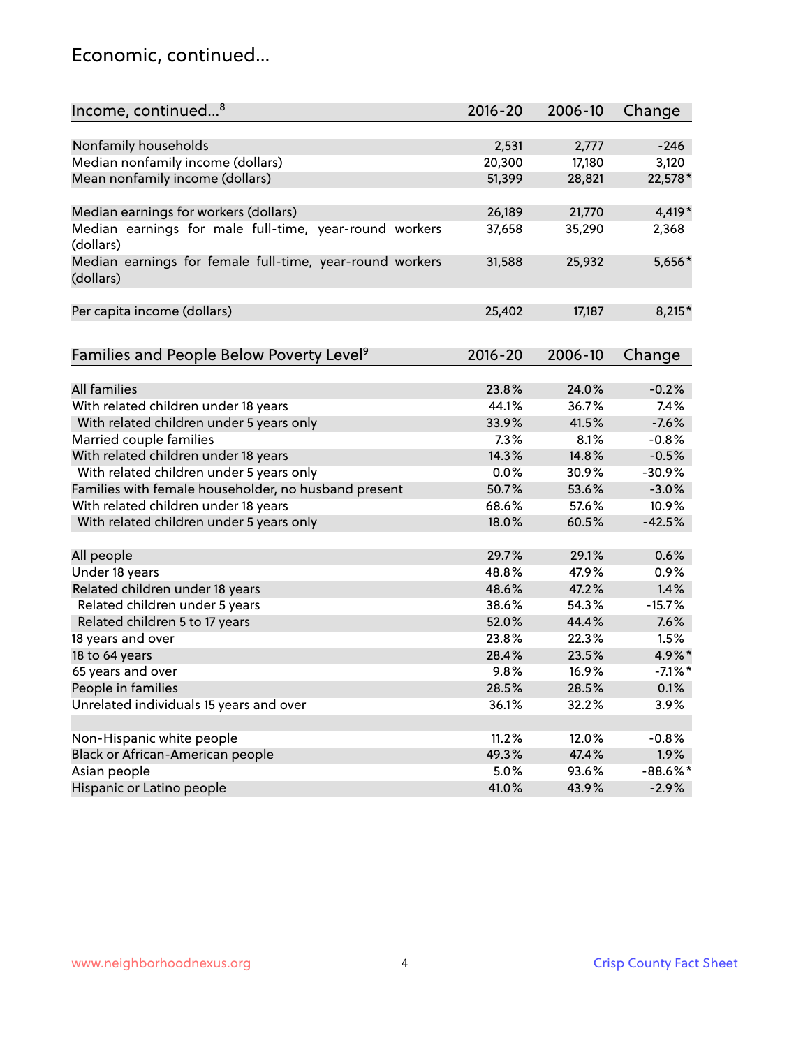## Economic, continued...

| Income, continued...[8] | 2016-20 | 2006-10 | Change |
|---|---|---|---|
| Nonfamily households | 2,531 | 2,777 | -246 |
| Median nonfamily income (dollars) | 20,300 | 17,180 | 3,120 |
| Mean nonfamily income (dollars) | 51,399 | 28,821 | 22,578* |
| Median earnings for workers (dollars) | 26,189 | 21,770 | 4,419* |
| Median earnings for male full-time, year-round workers (dollars) | 37,658 | 35,290 | 2,368 |
| Median earnings for female full-time, year-round workers (dollars) | 31,588 | 25,932 | 5,656* |
| Per capita income (dollars) | 25,402 | 17,187 | 8,215* |

| Families and People Below Poverty Level[9] | 2016-20 | 2006-10 | Change |
|---|---|---|---|
| All families | 23.8% | 24.0% | -0.2% |
| With related children under 18 years | 44.1% | 36.7% | 7.4% |
| With related children under 5 years only | 33.9% | 41.5% | -7.6% |
| Married couple families | 7.3% | 8.1% | -0.8% |
| With related children under 18 years | 14.3% | 14.8% | -0.5% |
| With related children under 5 years only | 0.0% | 30.9% | -30.9% |
| Families with female householder, no husband present | 50.7% | 53.6% | -3.0% |
| With related children under 18 years | 68.6% | 57.6% | 10.9% |
| With related children under 5 years only | 18.0% | 60.5% | -42.5% |
| All people | 29.7% | 29.1% | 0.6% |
| Under 18 years | 48.8% | 47.9% | 0.9% |
| Related children under 18 years | 48.6% | 47.2% | 1.4% |
| Related children under 5 years | 38.6% | 54.3% | -15.7% |
| Related children 5 to 17 years | 52.0% | 44.4% | 7.6% |
| 18 years and over | 23.8% | 22.3% | 1.5% |
| 18 to 64 years | 28.4% | 23.5% | 4.9%* |
| 65 years and over | 9.8% | 16.9% | -7.1%* |
| People in families | 28.5% | 28.5% | 0.1% |
| Unrelated individuals 15 years and over | 36.1% | 32.2% | 3.9% |
| Non-Hispanic white people | 11.2% | 12.0% | -0.8% |
| Black or African-American people | 49.3% | 47.4% | 1.9% |
| Asian people | 5.0% | 93.6% | -88.6%* |
| Hispanic or Latino people | 41.0% | 43.9% | -2.9% |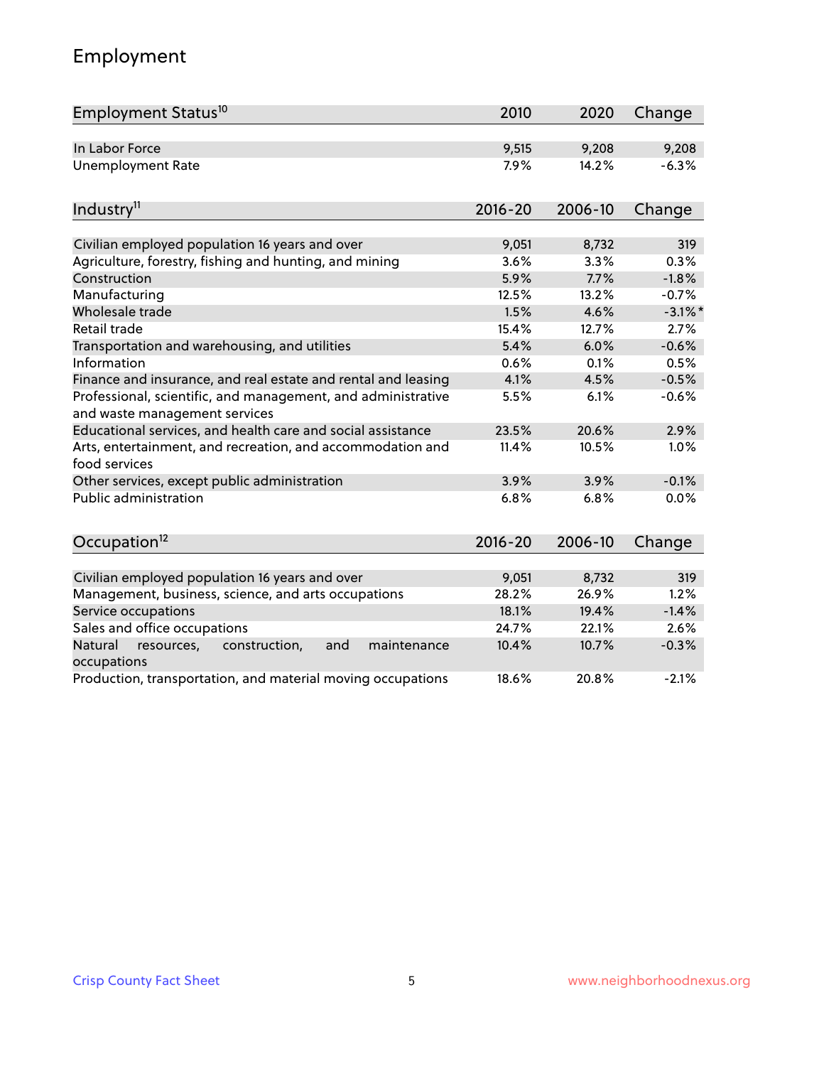## Employment

| Employment Status[10] | 2010 | 2020 | Change |
|---|---|---|---|
| In Labor Force | 9,515 | 9,208 | 9,208 |
| Unemployment Rate | 7.9% | 14.2% | -6.3% |

| Industry[11] | 2016-20 | 2006-10 | Change |
|---|---|---|---|
| Civilian employed population 16 years and over | 9,051 | 8,732 | 319 |
| Agriculture, forestry, fishing and hunting, and mining | 3.6% | 3.3% | 0.3% |
| Construction | 5.9% | 7.7% | -1.8% |
| Manufacturing | 12.5% | 13.2% | -0.7% |
| Wholesale trade | 1.5% | 4.6% | -3.1%* |
| Retail trade | 15.4% | 12.7% | 2.7% |
| Transportation and warehousing, and utilities | 5.4% | 6.0% | -0.6% |
| Information | 0.6% | 0.1% | 0.5% |
| Finance and insurance, and real estate and rental and leasing | 4.1% | 4.5% | -0.5% |
| Professional, scientific, and management, and administrative and waste management services | 5.5% | 6.1% | -0.6% |
| Educational services, and health care and social assistance | 23.5% | 20.6% | 2.9% |
| Arts, entertainment, and recreation, and accommodation and food services | 11.4% | 10.5% | 1.0% |
| Other services, except public administration | 3.9% | 3.9% | -0.1% |
| Public administration | 6.8% | 6.8% | 0.0% |

| Occupation[12] | 2016-20 | 2006-10 | Change |
|---|---|---|---|
| Civilian employed population 16 years and over | 9,051 | 8,732 | 319 |
| Management, business, science, and arts occupations | 28.2% | 26.9% | 1.2% |
| Service occupations | 18.1% | 19.4% | -1.4% |
| Sales and office occupations | 24.7% | 22.1% | 2.6% |
| Natural resources, construction, and maintenance occupations | 10.4% | 10.7% | -0.3% |
| Production, transportation, and material moving occupations | 18.6% | 20.8% | -2.1% |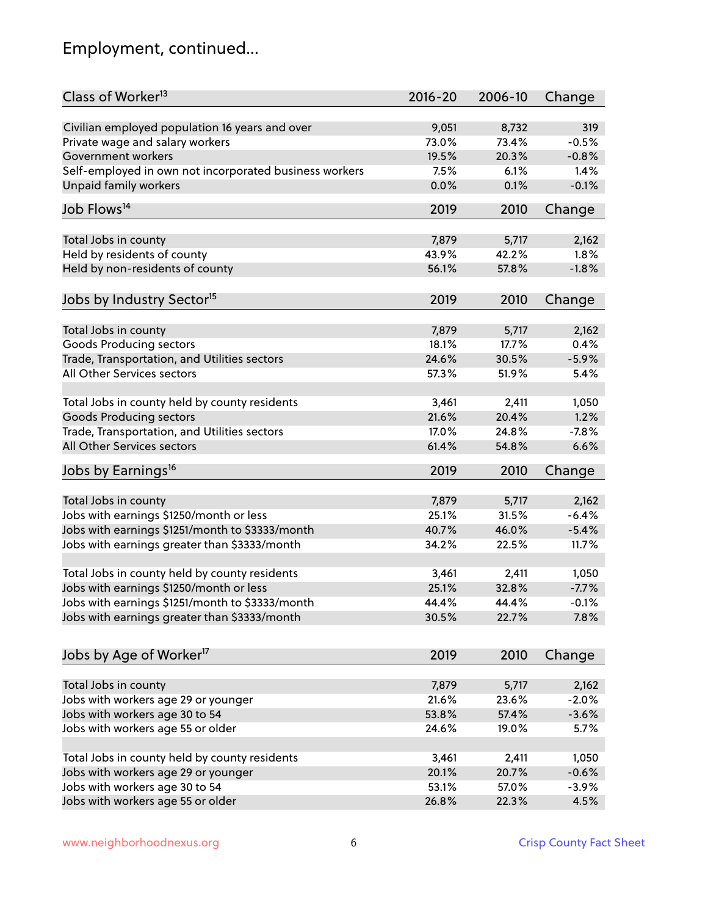## Employment, continued...

| Class of Worker[13] | 2016-20 | 2006-10 | Change |
|---|---|---|---|
| Civilian employed population 16 years and over | 9,051 | 8,732 | 319 |
| Private wage and salary workers | 73.0% | 73.4% | -0.5% |
| Government workers | 19.5% | 20.3% | -0.8% |
| Self-employed in own not incorporated business workers | 7.5% | 6.1% | 1.4% |
| Unpaid family workers | 0.0% | 0.1% | -0.1% |

| Job Flows[14] | 2019 | 2010 | Change |
|---|---|---|---|
| Total Jobs in county | 7,879 | 5,717 | 2,162 |
| Held by residents of county | 43.9% | 42.2% | 1.8% |
| Held by non-residents of county | 56.1% | 57.8% | -1.8% |

| Jobs by Industry Sector[15] | 2019 | 2010 | Change |
|---|---|---|---|
| Total Jobs in county | 7,879 | 5,717 | 2,162 |
| Goods Producing sectors | 18.1% | 17.7% | 0.4% |
| Trade, Transportation, and Utilities sectors | 24.6% | 30.5% | -5.9% |
| All Other Services sectors | 57.3% | 51.9% | 5.4% |
| | | | |
| Total Jobs in county held by county residents | 3,461 | 2,411 | 1,050 |
| Goods Producing sectors | 21.6% | 20.4% | 1.2% |
| Trade, Transportation, and Utilities sectors | 17.0% | 24.8% | -7.8% |
| All Other Services sectors | 61.4% | 54.8% | 6.6% |

| Jobs by Earnings[16] | 2019 | 2010 | Change |
|---|---|---|---|
| Total Jobs in county | 7,879 | 5,717 | 2,162 |
| Jobs with earnings $1250/month or less | 25.1% | 31.5% | -6.4% |
| Jobs with earnings $1251/month to $3333/month | 40.7% | 46.0% | -5.4% |
| Jobs with earnings greater than $3333/month | 34.2% | 22.5% | 11.7% |
| | | | |
| Total Jobs in county held by county residents | 3,461 | 2,411 | 1,050 |
| Jobs with earnings $1250/month or less | 25.1% | 32.8% | -7.7% |
| Jobs with earnings $1251/month to $3333/month | 44.4% | 44.4% | -0.1% |
| Jobs with earnings greater than $3333/month | 30.5% | 22.7% | 7.8% |

| Jobs by Age of Worker[17] | 2019 | 2010 | Change |
|---|---|---|---|
| Total Jobs in county | 7,879 | 5,717 | 2,162 |
| Jobs with workers age 29 or younger | 21.6% | 23.6% | -2.0% |
| Jobs with workers age 30 to 54 | 53.8% | 57.4% | -3.6% |
| Jobs with workers age 55 or older | 24.6% | 19.0% | 5.7% |
| | | | |
| Total Jobs in county held by county residents | 3,461 | 2,411 | 1,050 |
| Jobs with workers age 29 or younger | 20.1% | 20.7% | -0.6% |
| Jobs with workers age 30 to 54 | 53.1% | 57.0% | -3.9% |
| Jobs with workers age 55 or older | 26.8% | 22.3% | 4.5% |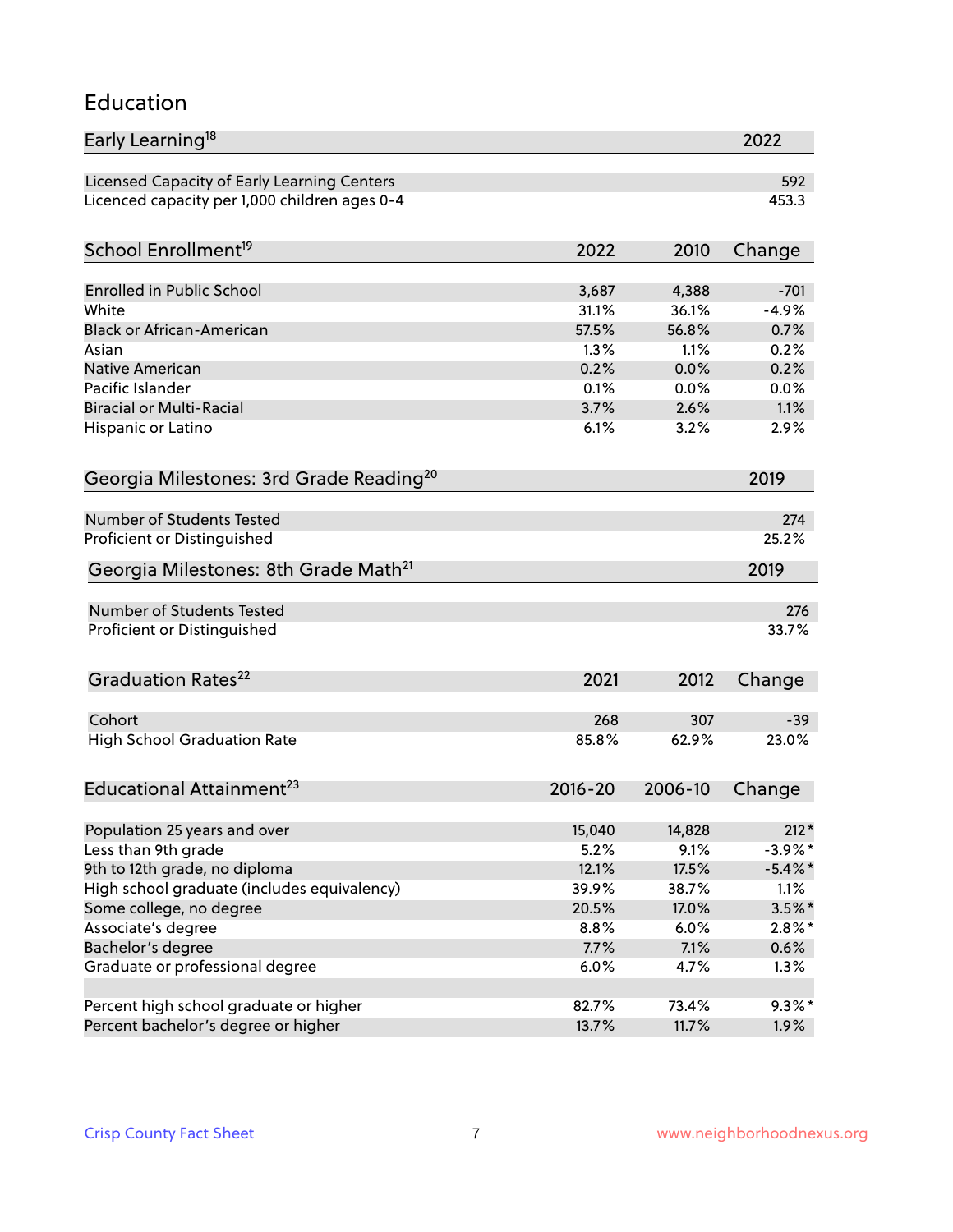## Education

| Early Learning[18] | 2022 |
|---|---|
| Licensed Capacity of Early Learning Centers | 592 |
| Licenced capacity per 1,000 children ages 0-4 | 453.3 |

| School Enrollment[19] | 2022 | 2010 | Change |
|---|---|---|---|
| Enrolled in Public School | 3,687 | 4,388 | -701 |
| White | 31.1% | 36.1% | -4.9% |
| Black or African-American | 57.5% | 56.8% | 0.7% |
| Asian | 1.3% | 1.1% | 0.2% |
| Native American | 0.2% | 0.0% | 0.2% |
| Pacific Islander | 0.1% | 0.0% | 0.0% |
| Biracial or Multi-Racial | 3.7% | 2.6% | 1.1% |
| Hispanic or Latino | 6.1% | 3.2% | 2.9% |

| Georgia Milestones: 3rd Grade Reading[20] | 2019 |
|---|---|
| Number of Students Tested | 274 |
| Proficient or Distinguished | 25.2% |

| Georgia Milestones: 8th Grade Math[21] | 2019 |
|---|---|
| Number of Students Tested | 276 |
| Proficient or Distinguished | 33.7% |

| Graduation Rates[22] | 2021 | 2012 | Change |
|---|---|---|---|
| Cohort | 268 | 307 | -39 |
| High School Graduation Rate | 85.8% | 62.9% | 23.0% |

| Educational Attainment[23] | 2016-20 | 2006-10 | Change |
|---|---|---|---|
| Population 25 years and over | 15,040 | 14,828 | 212* |
| Less than 9th grade | 5.2% | 9.1% | -3.9%* |
| 9th to 12th grade, no diploma | 12.1% | 17.5% | -5.4%* |
| High school graduate (includes equivalency) | 39.9% | 38.7% | 1.1% |
| Some college, no degree | 20.5% | 17.0% | 3.5%* |
| Associate's degree | 8.8% | 6.0% | 2.8%* |
| Bachelor's degree | 7.7% | 7.1% | 0.6% |
| Graduate or professional degree | 6.0% | 4.7% | 1.3% |
| | | | |
| Percent high school graduate or higher | 82.7% | 73.4% | 9.3%* |
| Percent bachelor's degree or higher | 13.7% | 11.7% | 1.9% |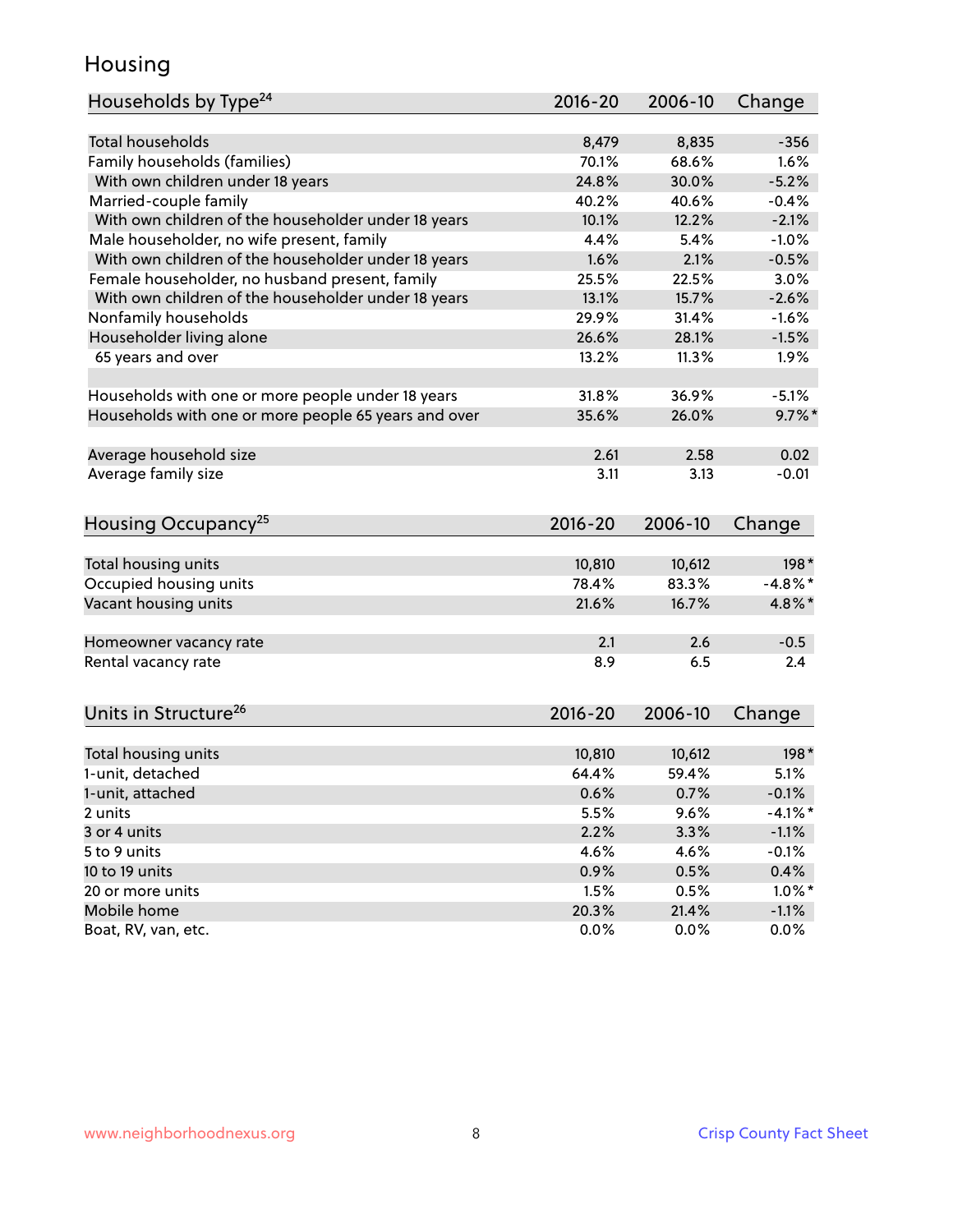# Housing

| Households by Type[24] | 2016-20 | 2006-10 | Change |
|---|---|---|---|
| Total households | 8,479 | 8,835 | -356 |
| Family households (families) | 70.1% | 68.6% | 1.6% |
| With own children under 18 years | 24.8% | 30.0% | -5.2% |
| Married-couple family | 40.2% | 40.6% | -0.4% |
| With own children of the householder under 18 years | 10.1% | 12.2% | -2.1% |
| Male householder, no wife present, family | 4.4% | 5.4% | -1.0% |
| With own children of the householder under 18 years | 1.6% | 2.1% | -0.5% |
| Female householder, no husband present, family | 25.5% | 22.5% | 3.0% |
| With own children of the householder under 18 years | 13.1% | 15.7% | -2.6% |
| Nonfamily households | 29.9% | 31.4% | -1.6% |
| Householder living alone | 26.6% | 28.1% | -1.5% |
| 65 years and over | 13.2% | 11.3% | 1.9% |
| | | | |
| Households with one or more people under 18 years | 31.8% | 36.9% | -5.1% |
| Households with one or more people 65 years and over | 35.6% | 26.0% | 9.7%* |
| | | | |
| Average household size | 2.61 | 2.58 | 0.02 |
| Average family size | 3.11 | 3.13 | -0.01 |

| Housing Occupancy[25] | 2016-20 | 2006-10 | Change |
|---|---|---|---|
| Total housing units | 10,810 | 10,612 | 198* |
| Occupied housing units | 78.4% | 83.3% | -4.8%* |
| Vacant housing units | 21.6% | 16.7% | 4.8%* |
| | | | |
| Homeowner vacancy rate | 2.1 | 2.6 | -0.5 |
| Rental vacancy rate | 8.9 | 6.5 | 2.4 |

| Units in Structure[26] | 2016-20 | 2006-10 | Change |
|---|---|---|---|
| Total housing units | 10,810 | 10,612 | 198* |
| 1-unit, detached | 64.4% | 59.4% | 5.1% |
| 1-unit, attached | 0.6% | 0.7% | -0.1% |
| 2 units | 5.5% | 9.6% | -4.1%* |
| 3 or 4 units | 2.2% | 3.3% | -1.1% |
| 5 to 9 units | 4.6% | 4.6% | -0.1% |
| 10 to 19 units | 0.9% | 0.5% | 0.4% |
| 20 or more units | 1.5% | 0.5% | 1.0%* |
| Mobile home | 20.3% | 21.4% | -1.1% |
| Boat, RV, van, etc. | 0.0% | 0.0% | 0.0% |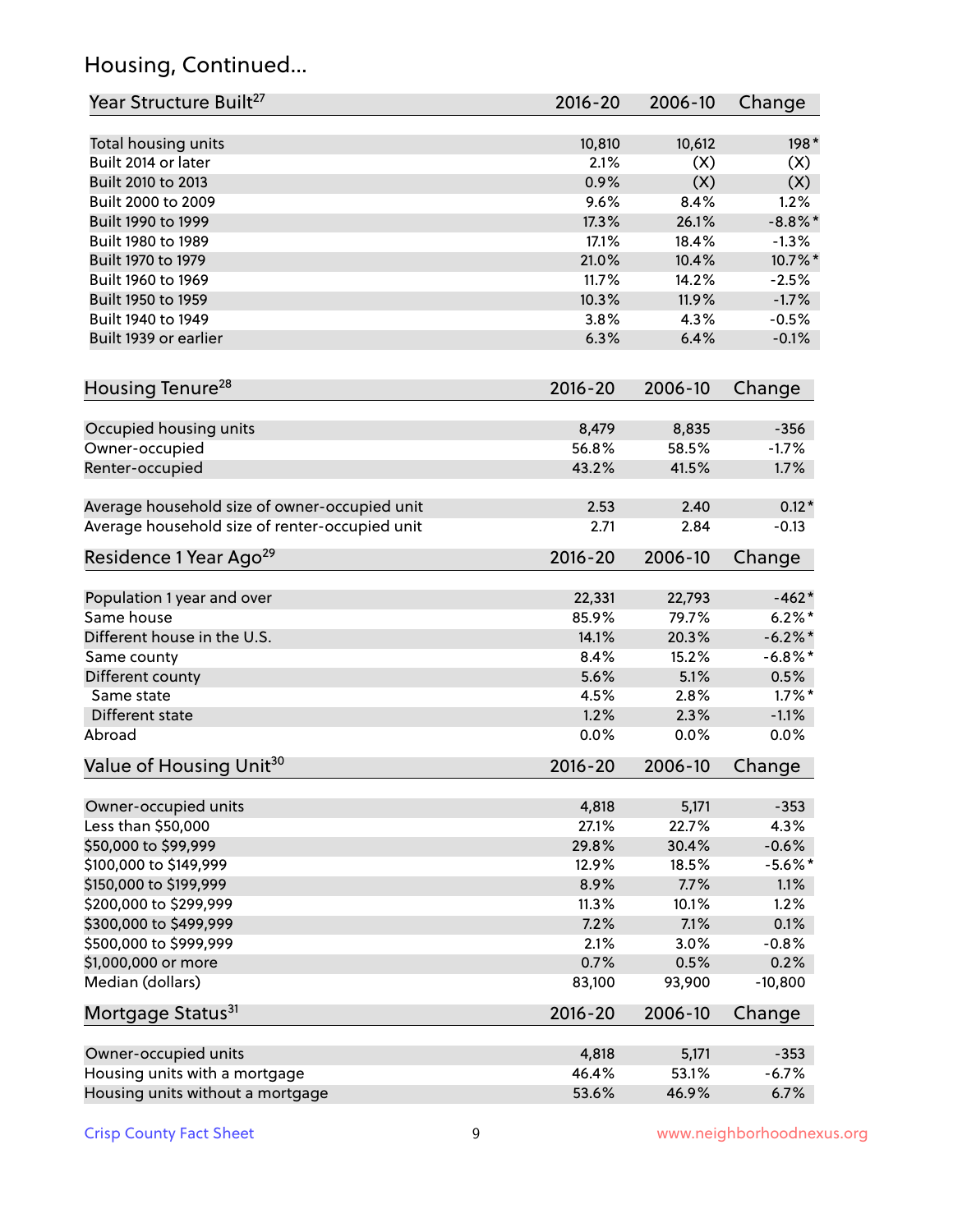## Housing, Continued...

| Year Structure Built[27] | 2016-20 | 2006-10 | Change |
|---|---|---|---|
| Total housing units | 10,810 | 10,612 | 198* |
| Built 2014 or later | 2.1% | (X) | (X) |
| Built 2010 to 2013 | 0.9% | (X) | (X) |
| Built 2000 to 2009 | 9.6% | 8.4% | 1.2% |
| Built 1990 to 1999 | 17.3% | 26.1% | -8.8%* |
| Built 1980 to 1989 | 17.1% | 18.4% | -1.3% |
| Built 1970 to 1979 | 21.0% | 10.4% | 10.7%* |
| Built 1960 to 1969 | 11.7% | 14.2% | -2.5% |
| Built 1950 to 1959 | 10.3% | 11.9% | -1.7% |
| Built 1940 to 1949 | 3.8% | 4.3% | -0.5% |
| Built 1939 or earlier | 6.3% | 6.4% | -0.1% |

| Housing Tenure[28] | 2016-20 | 2006-10 | Change |
|---|---|---|---|
| Occupied housing units | 8,479 | 8,835 | -356 |
| Owner-occupied | 56.8% | 58.5% | -1.7% |
| Renter-occupied | 43.2% | 41.5% | 1.7% |
| Average household size of owner-occupied unit | 2.53 | 2.40 | 0.12* |
| Average household size of renter-occupied unit | 2.71 | 2.84 | -0.13 |

| Residence 1 Year Ago[29] | 2016-20 | 2006-10 | Change |
|---|---|---|---|
| Population 1 year and over | 22,331 | 22,793 | -462* |
| Same house | 85.9% | 79.7% | 6.2%* |
| Different house in the U.S. | 14.1% | 20.3% | -6.2%* |
| Same county | 8.4% | 15.2% | -6.8%* |
| Different county | 5.6% | 5.1% | 0.5% |
| Same state | 4.5% | 2.8% | 1.7%* |
| Different state | 1.2% | 2.3% | -1.1% |
| Abroad | 0.0% | 0.0% | 0.0% |

| Value of Housing Unit[30] | 2016-20 | 2006-10 | Change |
|---|---|---|---|
| Owner-occupied units | 4,818 | 5,171 | -353 |
| Less than $50,000 | 27.1% | 22.7% | 4.3% |
| $50,000 to $99,999 | 29.8% | 30.4% | -0.6% |
| $100,000 to $149,999 | 12.9% | 18.5% | -5.6%* |
| $150,000 to $199,999 | 8.9% | 7.7% | 1.1% |
| $200,000 to $299,999 | 11.3% | 10.1% | 1.2% |
| $300,000 to $499,999 | 7.2% | 7.1% | 0.1% |
| $500,000 to $999,999 | 2.1% | 3.0% | -0.8% |
| $1,000,000 or more | 0.7% | 0.5% | 0.2% |
| Median (dollars) | 83,100 | 93,900 | -10,800 |

| Mortgage Status[31] | 2016-20 | 2006-10 | Change |
|---|---|---|---|
| Owner-occupied units | 4,818 | 5,171 | -353 |
| Housing units with a mortgage | 46.4% | 53.1% | -6.7% |
| Housing units without a mortgage | 53.6% | 46.9% | 6.7% |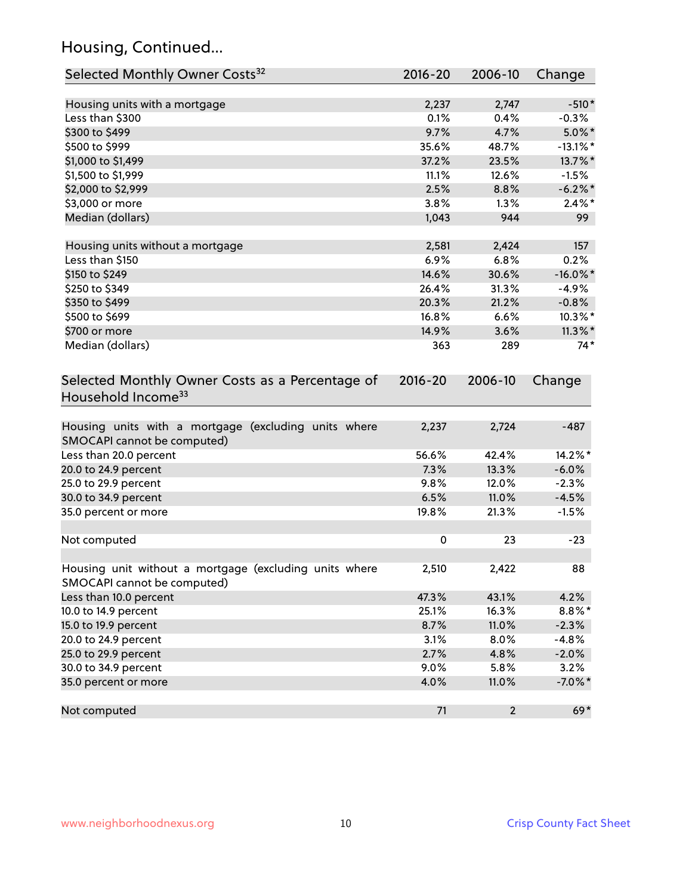## Housing, Continued...

| Selected Monthly Owner Costs[32] | 2016-20 | 2006-10 | Change |
|---|---|---|---|
| Housing units with a mortgage | 2,237 | 2,747 | -510* |
| Less than $300 | 0.1% | 0.4% | -0.3% |
| $300 to $499 | 9.7% | 4.7% | 5.0%* |
| $500 to $999 | 35.6% | 48.7% | -13.1%* |
| $1,000 to $1,499 | 37.2% | 23.5% | 13.7%* |
| $1,500 to $1,999 | 11.1% | 12.6% | -1.5% |
| $2,000 to $2,999 | 2.5% | 8.8% | -6.2%* |
| $3,000 or more | 3.8% | 1.3% | 2.4%* |
| Median (dollars) | 1,043 | 944 | 99 |
| | | | |
| Housing units without a mortgage | 2,581 | 2,424 | 157 |
| Less than $150 | 6.9% | 6.8% | 0.2% |
| $150 to $249 | 14.6% | 30.6% | -16.0%* |
| $250 to $349 | 26.4% | 31.3% | -4.9% |
| $350 to $499 | 20.3% | 21.2% | -0.8% |
| $500 to $699 | 16.8% | 6.6% | 10.3%* |
| $700 or more | 14.9% | 3.6% | 11.3%* |
| Median (dollars) | 363 | 289 | 74* |

| Selected Monthly Owner Costs as a Percentage of Household Income[33] | 2016-20 | 2006-10 | Change |
|---|---|---|---|
| Housing units with a mortgage (excluding units where SMOCAPI cannot be computed) | 2,237 | 2,724 | -487 |
| Less than 20.0 percent | 56.6% | 42.4% | 14.2%* |
| 20.0 to 24.9 percent | 7.3% | 13.3% | -6.0% |
| 25.0 to 29.9 percent | 9.8% | 12.0% | -2.3% |
| 30.0 to 34.9 percent | 6.5% | 11.0% | -4.5% |
| 35.0 percent or more | 19.8% | 21.3% | -1.5% |
| | | | |
| Not computed | 0 | 23 | -23 |
| | | | |
| Housing unit without a mortgage (excluding units where SMOCAPI cannot be computed) | 2,510 | 2,422 | 88 |
| Less than 10.0 percent | 47.3% | 43.1% | 4.2% |
| 10.0 to 14.9 percent | 25.1% | 16.3% | 8.8%* |
| 15.0 to 19.9 percent | 8.7% | 11.0% | -2.3% |
| 20.0 to 24.9 percent | 3.1% | 8.0% | -4.8% |
| 25.0 to 29.9 percent | 2.7% | 4.8% | -2.0% |
| 30.0 to 34.9 percent | 9.0% | 5.8% | 3.2% |
| 35.0 percent or more | 4.0% | 11.0% | -7.0%* |
| | | | |
| Not computed | 71 | 2 | 69* |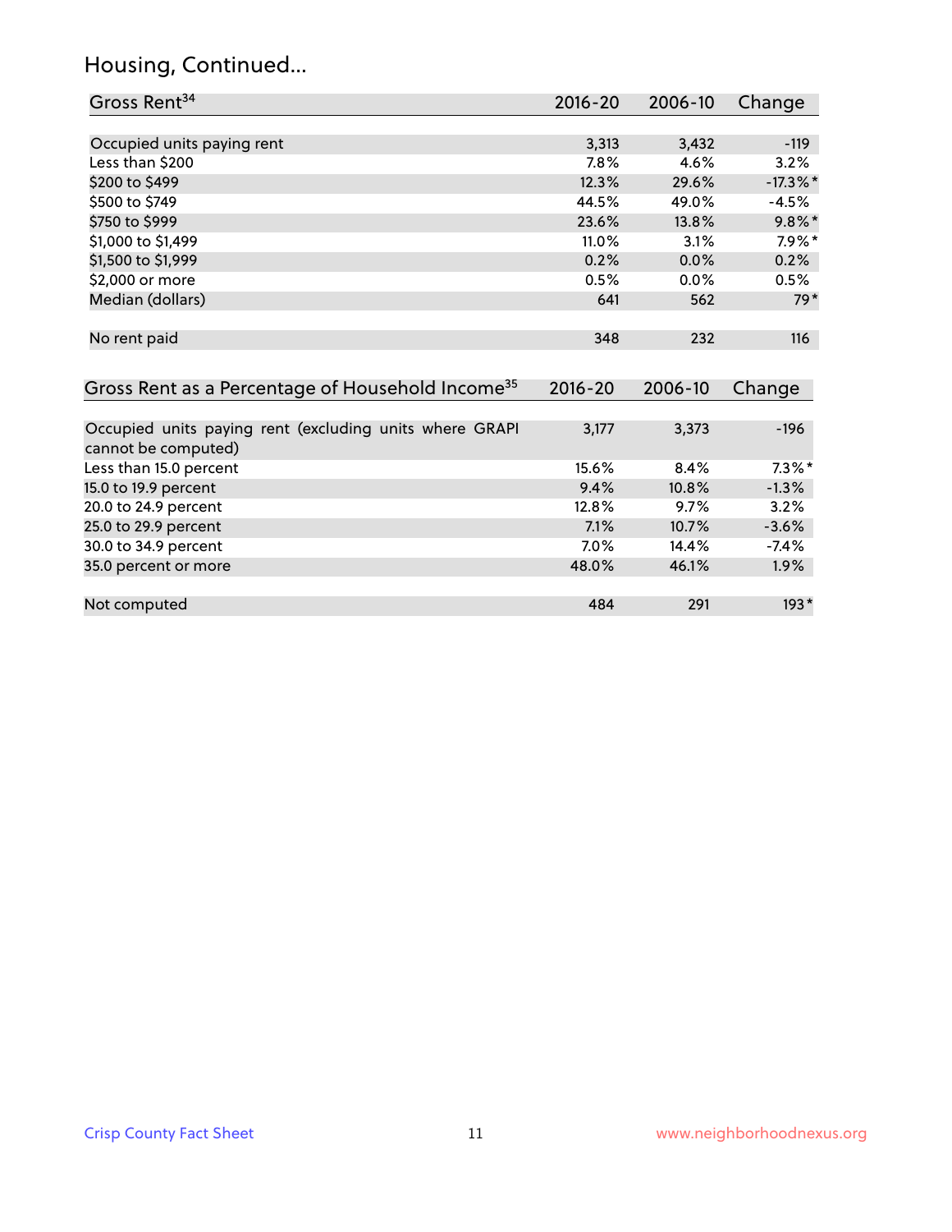## Housing, Continued...

| Gross Rent[34] | 2016-20 | 2006-10 | Change |
|---|---|---|---|
| Occupied units paying rent | 3,313 | 3,432 | -119 |
| Less than $200 | 7.8% | 4.6% | 3.2% |
| $200 to $499 | 12.3% | 29.6% | -17.3%* |
| $500 to $749 | 44.5% | 49.0% | -4.5% |
| $750 to $999 | 23.6% | 13.8% | 9.8%* |
| $1,000 to $1,499 | 11.0% | 3.1% | 7.9%* |
| $1,500 to $1,999 | 0.2% | 0.0% | 0.2% |
| $2,000 or more | 0.5% | 0.0% | 0.5% |
| Median (dollars) | 641 | 562 | 79* |
| No rent paid | 348 | 232 | 116 |

| Gross Rent as a Percentage of Household Income[35] | 2016-20 | 2006-10 | Change |
|---|---|---|---|
| Occupied units paying rent (excluding units where GRAPI cannot be computed) | 3,177 | 3,373 | -196 |
| Less than 15.0 percent | 15.6% | 8.4% | 7.3%* |
| 15.0 to 19.9 percent | 9.4% | 10.8% | -1.3% |
| 20.0 to 24.9 percent | 12.8% | 9.7% | 3.2% |
| 25.0 to 29.9 percent | 7.1% | 10.7% | -3.6% |
| 30.0 to 34.9 percent | 7.0% | 14.4% | -7.4% |
| 35.0 percent or more | 48.0% | 46.1% | 1.9% |
| Not computed | 484 | 291 | 193* |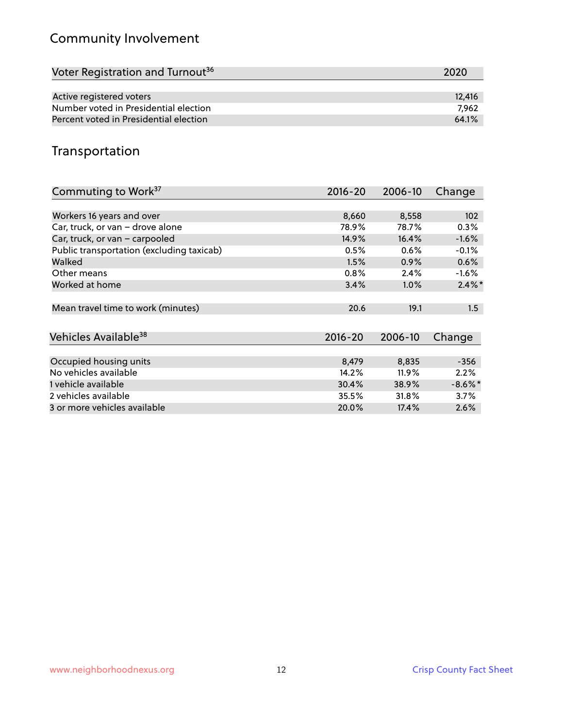## Community Involvement

| Voter Registration and Turnout[36] | 2020 |
|---|---|
| Active registered voters | 12,416 |
| Number voted in Presidential election | 7,962 |
| Percent voted in Presidential election | 64.1% |

## Transportation

| Commuting to Work[37] | 2016-20 | 2006-10 | Change |
|---|---|---|---|
| Workers 16 years and over | 8,660 | 8,558 | 102 |
| Car, truck, or van – drove alone | 78.9% | 78.7% | 0.3% |
| Car, truck, or van – carpooled | 14.9% | 16.4% | -1.6% |
| Public transportation (excluding taxicab) | 0.5% | 0.6% | -0.1% |
| Walked | 1.5% | 0.9% | 0.6% |
| Other means | 0.8% | 2.4% | -1.6% |
| Worked at home | 3.4% | 1.0% | 2.4%* |
| Mean travel time to work (minutes) | 20.6 | 19.1 | 1.5 |

| Vehicles Available[38] | 2016-20 | 2006-10 | Change |
|---|---|---|---|
| Occupied housing units | 8,479 | 8,835 | -356 |
| No vehicles available | 14.2% | 11.9% | 2.2% |
| 1 vehicle available | 30.4% | 38.9% | -8.6%* |
| 2 vehicles available | 35.5% | 31.8% | 3.7% |
| 3 or more vehicles available | 20.0% | 17.4% | 2.6% |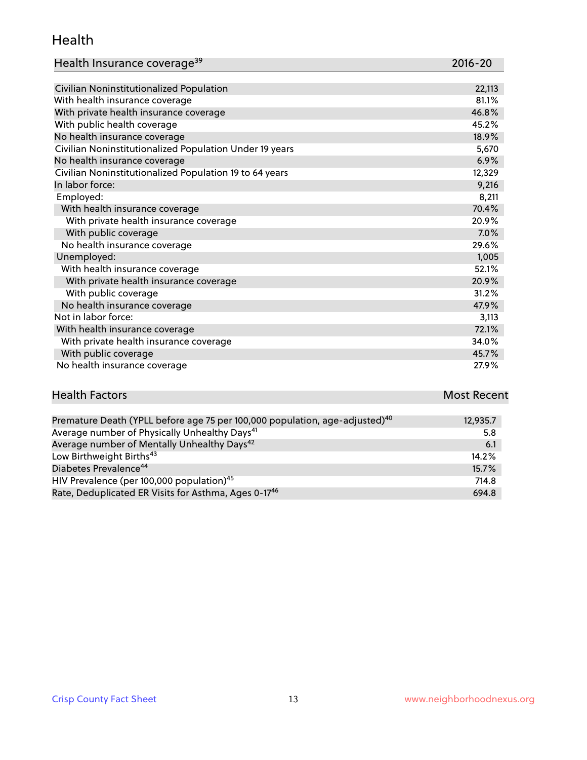## Health

| Health Insurance coverage[39] | 2016-20 |
| --- | --- |
| Civilian Noninstitutionalized Population | 22,113 |
| With health insurance coverage | 81.1% |
| With private health insurance coverage | 46.8% |
| With public health coverage | 45.2% |
| No health insurance coverage | 18.9% |
| Civilian Noninstitutionalized Population Under 19 years | 5,670 |
| No health insurance coverage | 6.9% |
| Civilian Noninstitutionalized Population 19 to 64 years | 12,329 |
| In labor force: | 9,216 |
| Employed: | 8,211 |
| With health insurance coverage | 70.4% |
| With private health insurance coverage | 20.9% |
| With public coverage | 7.0% |
| No health insurance coverage | 29.6% |
| Unemployed: | 1,005 |
| With health insurance coverage | 52.1% |
| With private health insurance coverage | 20.9% |
| With public coverage | 31.2% |
| No health insurance coverage | 47.9% |
| Not in labor force: | 3,113 |
| With health insurance coverage | 72.1% |
| With private health insurance coverage | 34.0% |
| With public coverage | 45.7% |
| No health insurance coverage | 27.9% |

| Health Factors | Most Recent |
| --- | --- |
| Premature Death (YPLL before age 75 per 100,000 population, age-adjusted)[40] | 12,935.7 |
| Average number of Physically Unhealthy Days[41] | 5.8 |
| Average number of Mentally Unhealthy Days[42] | 6.1 |
| Low Birthweight Births[43] | 14.2% |
| Diabetes Prevalence[44] | 15.7% |
| HIV Prevalence (per 100,000 population)[45] | 714.8 |
| Rate, Deduplicated ER Visits for Asthma, Ages 0-17[46] | 694.8 |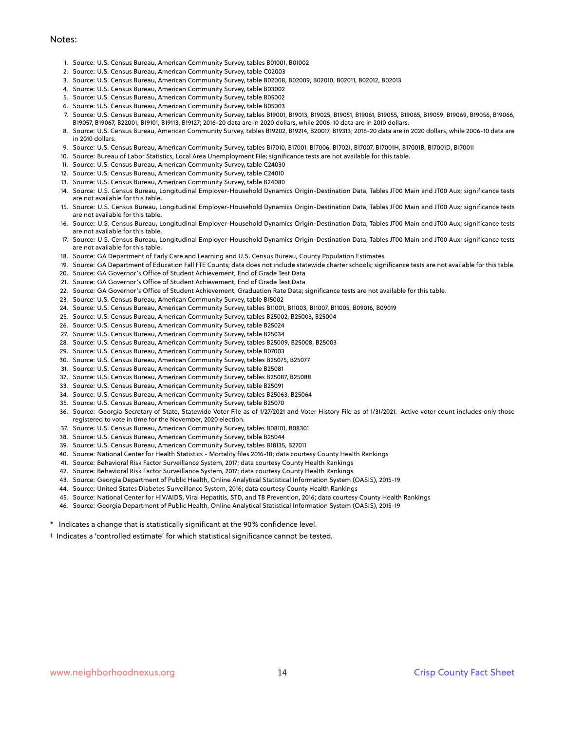Notes:

1. Source: U.S. Census Bureau, American Community Survey, tables B01001, B01002
2. Source: U.S. Census Bureau, American Community Survey, table C02003
3. Source: U.S. Census Bureau, American Community Survey, table B02008, B02009, B02010, B02011, B02012, B02013
4. Source: U.S. Census Bureau, American Community Survey, table B03002
5. Source: U.S. Census Bureau, American Community Survey, table B05002
6. Source: U.S. Census Bureau, American Community Survey, table B05003
7. Source: U.S. Census Bureau, American Community Survey, tables B19001, B19013, B19025, B19051, B19061, B19055, B19065, B19059, B19069, B19056, B19066, B19057, B19067, B22001, B19101, B19113, B19127; 2016-20 data are in 2020 dollars, while 2006-10 data are in 2010 dollars.
8. Source: U.S. Census Bureau, American Community Survey, tables B19202, B19214, B20017, B19313; 2016-20 data are in 2020 dollars, while 2006-10 data are in 2010 dollars.
9. Source: U.S. Census Bureau, American Community Survey, tables B17010, B17001, B17006, B17021, B17007, B17001H, B17001B, B17001D, B17001I
10. Source: Bureau of Labor Statistics, Local Area Unemployment File; significance tests are not available for this table.
11. Source: U.S. Census Bureau, American Community Survey, table C24030
12. Source: U.S. Census Bureau, American Community Survey, table C24010
13. Source: U.S. Census Bureau, American Community Survey, table B24080
14. Source: U.S. Census Bureau, Longitudinal Employer-Household Dynamics Origin-Destination Data, Tables JT00 Main and JT00 Aux; significance tests are not available for this table.
15. Source: U.S. Census Bureau, Longitudinal Employer-Household Dynamics Origin-Destination Data, Tables JT00 Main and JT00 Aux; significance tests are not available for this table.
16. Source: U.S. Census Bureau, Longitudinal Employer-Household Dynamics Origin-Destination Data, Tables JT00 Main and JT00 Aux; significance tests are not available for this table.
17. Source: U.S. Census Bureau, Longitudinal Employer-Household Dynamics Origin-Destination Data, Tables JT00 Main and JT00 Aux; significance tests are not available for this table.
18. Source: GA Department of Early Care and Learning and U.S. Census Bureau, County Population Estimates
19. Source: GA Department of Education Fall FTE Counts; data does not include statewide charter schools; significance tests are not available for this table.
20. Source: GA Governor's Office of Student Achievement, End of Grade Test Data
21. Source: GA Governor's Office of Student Achievement, End of Grade Test Data
22. Source: GA Governor's Office of Student Achievement, Graduation Rate Data; significance tests are not available for this table.
23. Source: U.S. Census Bureau, American Community Survey, table B15002
24. Source: U.S. Census Bureau, American Community Survey, tables B11001, B11003, B11007, B11005, B09016, B09019
25. Source: U.S. Census Bureau, American Community Survey, tables B25002, B25003, B25004
26. Source: U.S. Census Bureau, American Community Survey, table B25024
27. Source: U.S. Census Bureau, American Community Survey, table B25034
28. Source: U.S. Census Bureau, American Community Survey, tables B25009, B25008, B25003
29. Source: U.S. Census Bureau, American Community Survey, table B07003
30. Source: U.S. Census Bureau, American Community Survey, tables B25075, B25077
31. Source: U.S. Census Bureau, American Community Survey, table B25081
32. Source: U.S. Census Bureau, American Community Survey, tables B25087, B25088
33. Source: U.S. Census Bureau, American Community Survey, table B25091
34. Source: U.S. Census Bureau, American Community Survey, tables B25063, B25064
35. Source: U.S. Census Bureau, American Community Survey, table B25070
36. Source: Georgia Secretary of State, Statewide Voter File as of 1/27/2021 and Voter History File as of 1/31/2021. Active voter count includes only those registered to vote in time for the November, 2020 election.
37. Source: U.S. Census Bureau, American Community Survey, tables B08101, B08301
38. Source: U.S. Census Bureau, American Community Survey, table B25044
39. Source: U.S. Census Bureau, American Community Survey, tables B18135, B27011
40. Source: National Center for Health Statistics - Mortality files 2016-18; data courtesy County Health Rankings
41. Source: Behavioral Risk Factor Surveillance System, 2017; data courtesy County Health Rankings
42. Source: Behavioral Risk Factor Surveillance System, 2017; data courtesy County Health Rankings
43. Source: Georgia Department of Public Health, Online Analytical Statistical Information System (OASIS), 2015-19
44. Source: United States Diabetes Surveillance System, 2016; data courtesy County Health Rankings
45. Source: National Center for HIV/AIDS, Viral Hepatitis, STD, and TB Prevention, 2016; data courtesy County Health Rankings
46. Source: Georgia Department of Public Health, Online Analytical Statistical Information System (OASIS), 2015-19

\* Indicates a change that is statistically significant at the 90% confidence level.

† Indicates a 'controlled estimate' for which statistical significance cannot be tested.